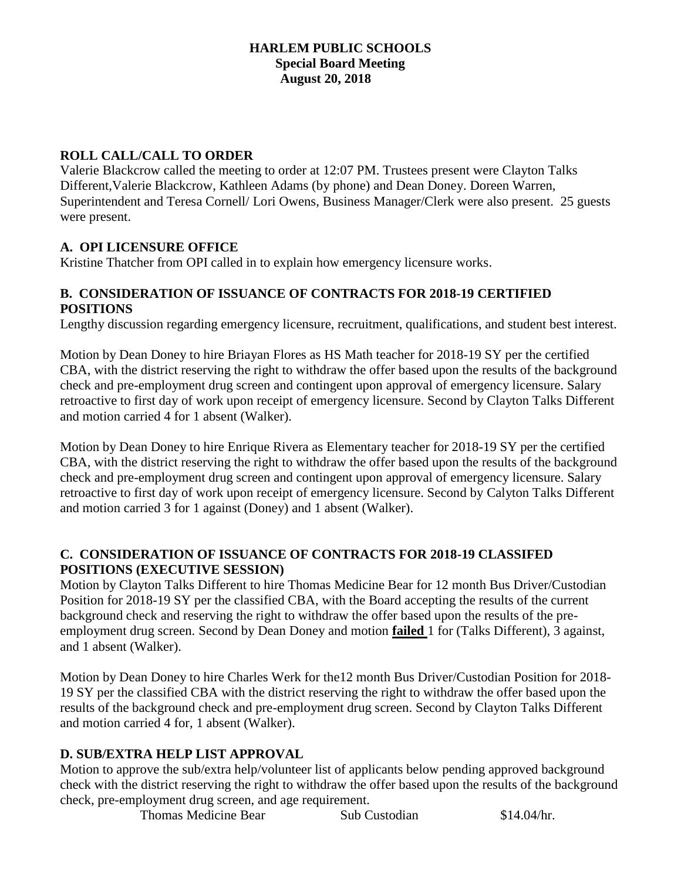**HARLEM PUBLIC SCHOOLS**
**Special Board Meeting**
**August 20, 2018**

## ROLL CALL/CALL TO ORDER

Valerie Blackcrow called the meeting to order at 12:07 PM. Trustees present were Clayton Talks Different,Valerie Blackcrow, Kathleen Adams (by phone) and Dean Doney. Doreen Warren, Superintendent and Teresa Cornell/ Lori Owens, Business Manager/Clerk were also present. 25 guests were present.

## A. OPI LICENSURE OFFICE

Kristine Thatcher from OPI called in to explain how emergency licensure works.

## B. CONSIDERATION OF ISSUANCE OF CONTRACTS FOR 2018-19 CERTIFIED POSITIONS

Lengthy discussion regarding emergency licensure, recruitment, qualifications, and student best interest.

Motion by Dean Doney to hire Briayan Flores as HS Math teacher for 2018-19 SY per the certified CBA, with the district reserving the right to withdraw the offer based upon the results of the background check and pre-employment drug screen and contingent upon approval of emergency licensure. Salary retroactive to first day of work upon receipt of emergency licensure. Second by Clayton Talks Different and motion carried 4 for 1 absent (Walker).

Motion by Dean Doney to hire Enrique Rivera as Elementary teacher for 2018-19 SY per the certified CBA, with the district reserving the right to withdraw the offer based upon the results of the background check and pre-employment drug screen and contingent upon approval of emergency licensure. Salary retroactive to first day of work upon receipt of emergency licensure. Second by Calyton Talks Different and motion carried 3 for 1 against (Doney) and 1 absent (Walker).

## C. CONSIDERATION OF ISSUANCE OF CONTRACTS FOR 2018-19 CLASSIFED POSITIONS (EXECUTIVE SESSION)

Motion by Clayton Talks Different to hire Thomas Medicine Bear for 12 month Bus Driver/Custodian Position for 2018-19 SY per the classified CBA, with the Board accepting the results of the current background check and reserving the right to withdraw the offer based upon the results of the pre-employment drug screen. Second by Dean Doney and motion **failed** 1 for (Talks Different), 3 against, and 1 absent (Walker).

Motion by Dean Doney to hire Charles Werk for the12 month Bus Driver/Custodian Position for 2018-19 SY per the classified CBA with the district reserving the right to withdraw the offer based upon the results of the background check and pre-employment drug screen. Second by Clayton Talks Different and motion carried 4 for, 1 absent (Walker).

## D. SUB/EXTRA HELP LIST APPROVAL

Motion to approve the sub/extra help/volunteer list of applicants below pending approved background check with the district reserving the right to withdraw the offer based upon the results of the background check, pre-employment drug screen, and age requirement.

| | | |
|---|---|---|
| Thomas Medicine Bear | Sub Custodian | \$14.04/hr. |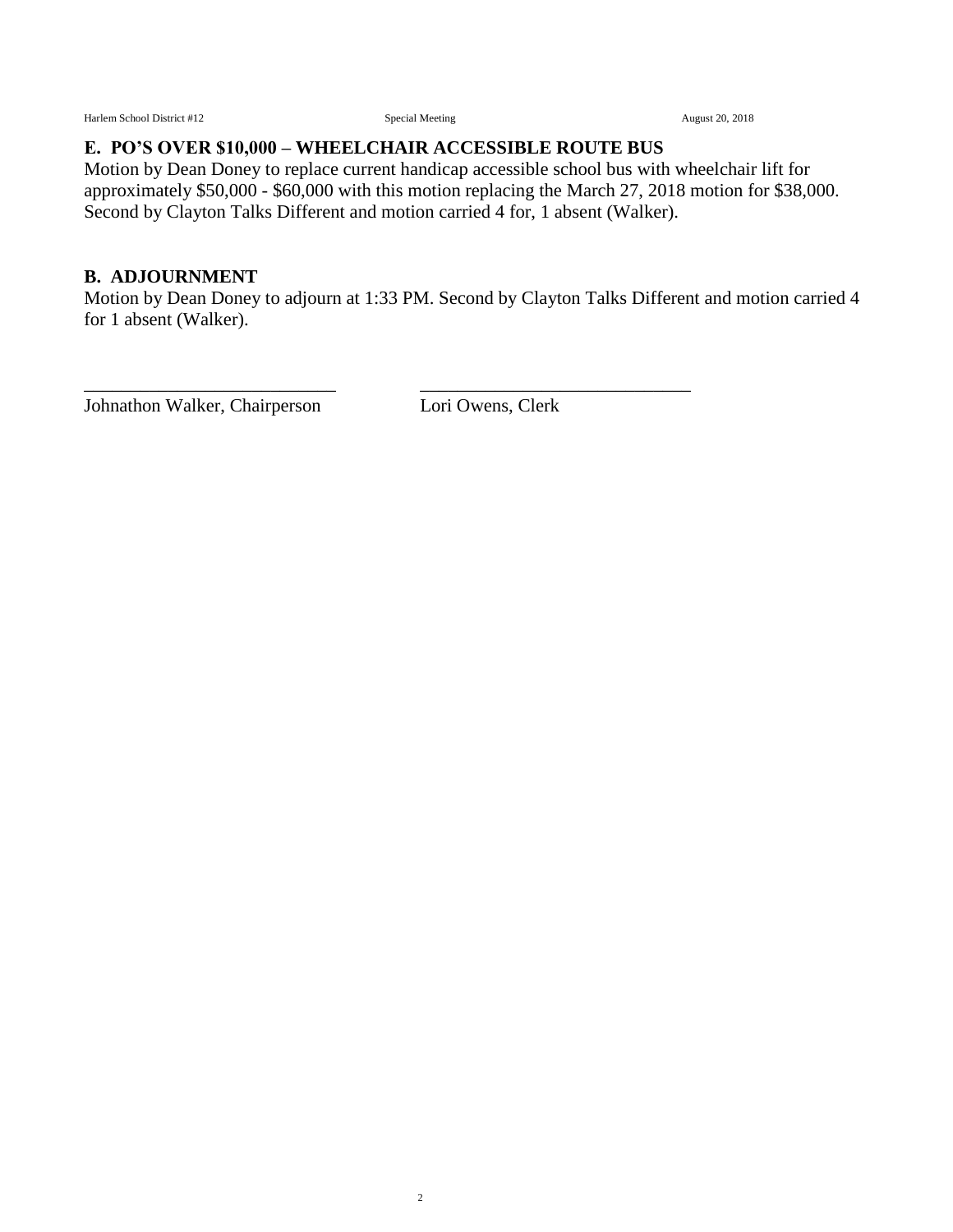## E. PO'S OVER $10,000 – WHEELCHAIR ACCESSIBLE ROUTE BUS

Motion by Dean Doney to replace current handicap accessible school bus with wheelchair lift for approximately $50,000 - $60,000 with this motion replacing the March 27, 2018 motion for $38,000. Second by Clayton Talks Different and motion carried 4 for, 1 absent (Walker).

## B. ADJOURNMENT

Motion by Dean Doney to adjourn at 1:33 PM. Second by Clayton Talks Different and motion carried 4 for 1 absent (Walker).

\_\_\_\_\_\_\_\_\_\_\_\_\_\_\_\_\_\_\_\_\_\_\_\_\_\_\_\_ \_\_\_\_\_\_\_\_\_\_\_\_\_\_\_\_\_\_\_\_\_\_\_\_\_\_\_\_\_\_

Johnathon Walker, Chairperson Lori Owens, Clerk